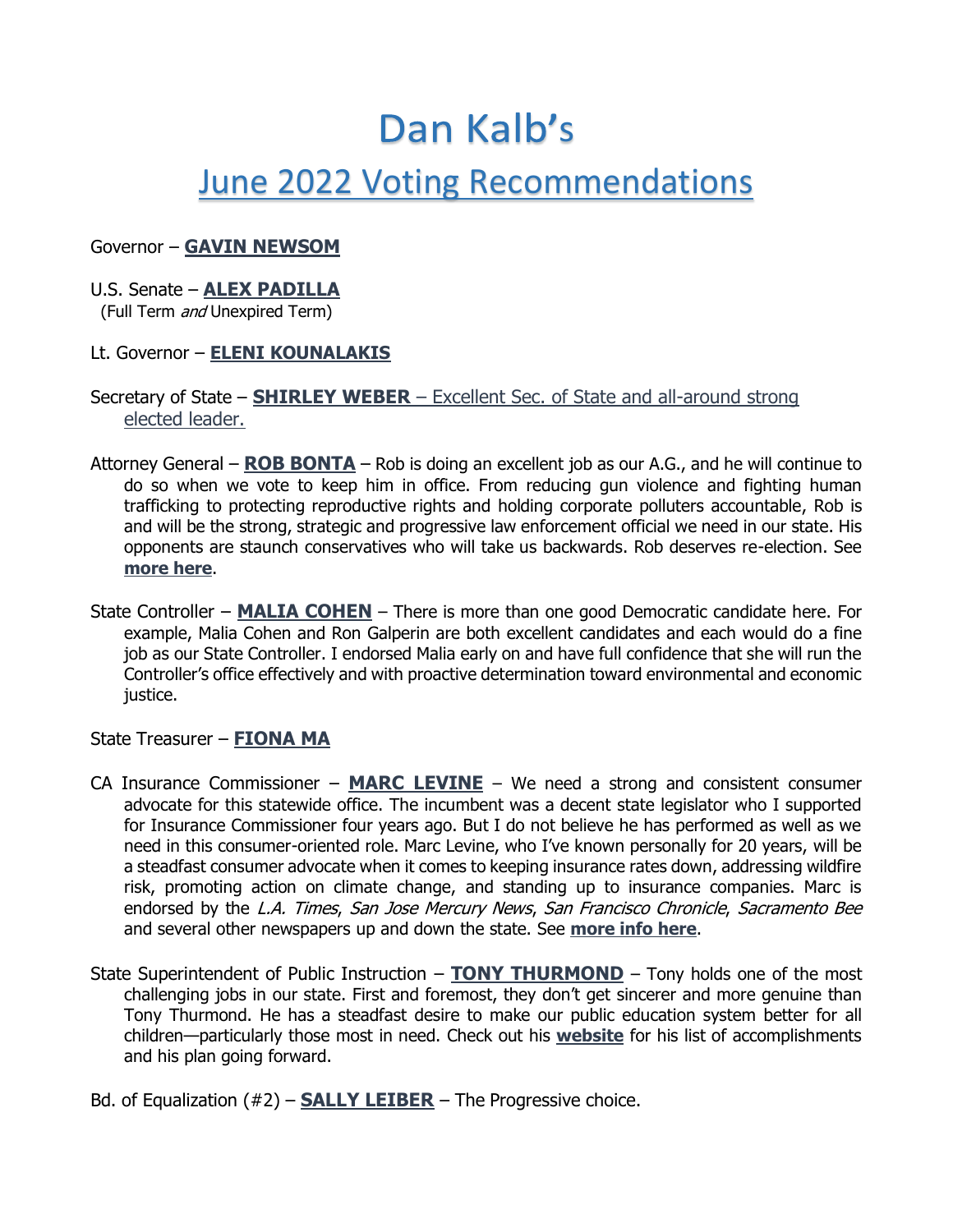# Dan Kalb's

## June 2022 Voting Recommendations

Governor – **GAVIN NEWSOM**

U.S. Senate – **ALEX PADILLA**
(Full Term *and* Unexpired Term)

Lt. Governor – **ELENI KOUNALAKIS**

Secretary of State – **SHIRLEY WEBER** – Excellent Sec. of State and all-around strong elected leader.

Attorney General – **ROB BONTA** – Rob is doing an excellent job as our A.G., and he will continue to do so when we vote to keep him in office. From reducing gun violence and fighting human trafficking to protecting reproductive rights and holding corporate polluters accountable, Rob is and will be the strong, strategic and progressive law enforcement official we need in our state. His opponents are staunch conservatives who will take us backwards. Rob deserves re-election. See **more here**.

State Controller – **MALIA COHEN** – There is more than one good Democratic candidate here. For example, Malia Cohen and Ron Galperin are both excellent candidates and each would do a fine job as our State Controller. I endorsed Malia early on and have full confidence that she will run the Controller's office effectively and with proactive determination toward environmental and economic justice.

State Treasurer – **FIONA MA**

CA Insurance Commissioner – **MARC LEVINE** – We need a strong and consistent consumer advocate for this statewide office. The incumbent was a decent state legislator who I supported for Insurance Commissioner four years ago. But I do not believe he has performed as well as we need in this consumer-oriented role. Marc Levine, who I've known personally for 20 years, will be a steadfast consumer advocate when it comes to keeping insurance rates down, addressing wildfire risk, promoting action on climate change, and standing up to insurance companies. Marc is endorsed by the *L.A. Times*, *San Jose Mercury News*, *San Francisco Chronicle*, *Sacramento Bee* and several other newspapers up and down the state. See **more info here**.

State Superintendent of Public Instruction – **TONY THURMOND** – Tony holds one of the most challenging jobs in our state. First and foremost, they don't get sincerer and more genuine than Tony Thurmond. He has a steadfast desire to make our public education system better for all children—particularly those most in need. Check out his **website** for his list of accomplishments and his plan going forward.

Bd. of Equalization (#2) – **SALLY LEIBER** – The Progressive choice.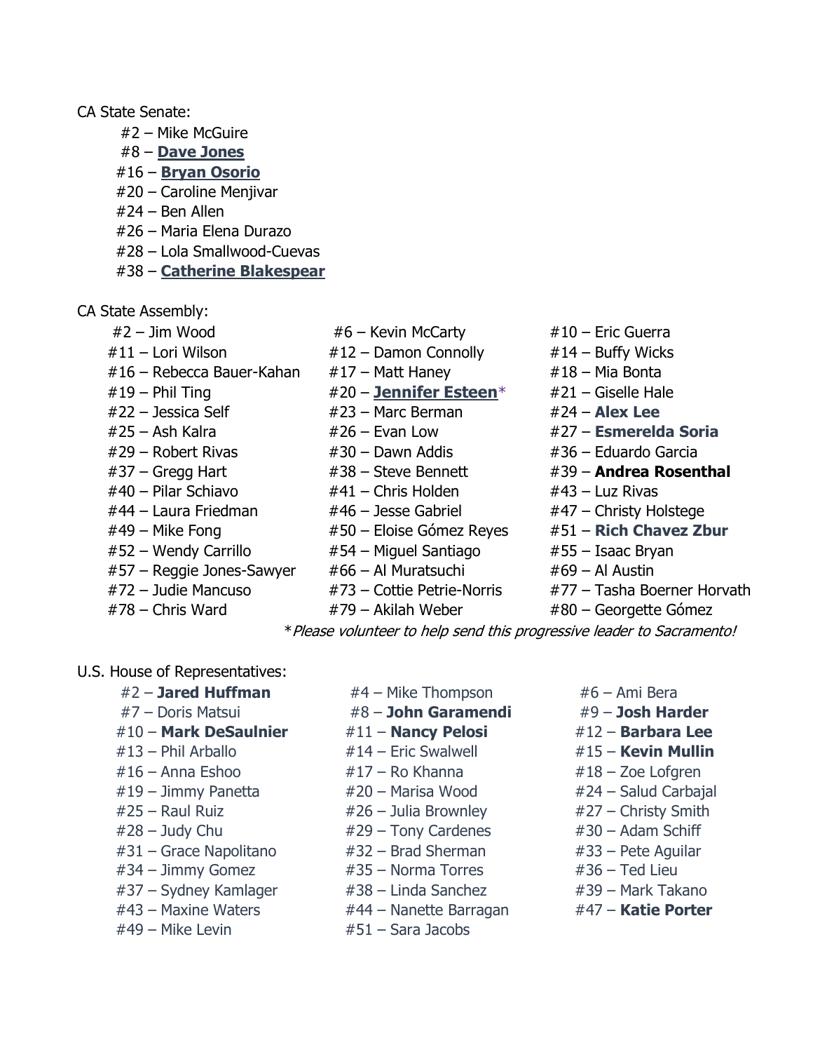CA State Senate:

- #2 – Mike McGuire
- #8 – **Dave Jones**
- #16 – **Bryan Osorio**
- #20 – Caroline Menjivar
- #24 – Ben Allen
- #26 – Maria Elena Durazo
- #28 – Lola Smallwood-Cuevas
- #38 – **Catherine Blakespear**

CA State Assembly:

- #2 – Jim Wood
- #6 – Kevin McCarty
- #10 – Eric Guerra
- #11 – Lori Wilson
- #12 – Damon Connolly
- #14 – Buffy Wicks
- #16 – Rebecca Bauer-Kahan
- #17 – Matt Haney
- #18 – Mia Bonta
- #19 – Phil Ting
- #20 – **Jennifer Esteen***
- #21 – Giselle Hale
- #22 – Jessica Self
- #23 – Marc Berman
- #24 – **Alex Lee**
- #25 – Ash Kalra
- #26 – Evan Low
- #27 – **Esmerelda Soria**
- #29 – Robert Rivas
- #30 – Dawn Addis
- #36 – Eduardo Garcia
- #37 – Gregg Hart
- #38 – Steve Bennett
- #39 – **Andrea Rosenthal**
- #40 – Pilar Schiavo
- #41 – Chris Holden
- #43 – Luz Rivas
- #44 – Laura Friedman
- #46 – Jesse Gabriel
- #47 – Christy Holstege
- #49 – Mike Fong
- #50 – Eloise Gómez Reyes
- #51 – **Rich Chavez Zbur**
- #52 – Wendy Carrillo
- #54 – Miguel Santiago
- #55 – Isaac Bryan
- #57 – Reggie Jones-Sawyer
- #66 – Al Muratsuchi
- #69 – Al Austin
- #72 – Judie Mancuso
- #73 – Cottie Petrie-Norris
- #77 – Tasha Boerner Horvath
- #78 – Chris Ward
- #79 – Akilah Weber
- #80 – Georgette Gómez

**Please volunteer to help send this progressive leader to Sacramento!*

U.S. House of Representatives:

- #2 – **Jared Huffman**
- #4 – Mike Thompson
- #6 – Ami Bera
- #7 – Doris Matsui
- #8 – **John Garamendi**
- #9 – **Josh Harder**
- #10 – **Mark DeSaulnier**
- #11 – **Nancy Pelosi**
- #12 – **Barbara Lee**
- #13 – Phil Arballo
- #14 – Eric Swalwell
- #15 – **Kevin Mullin**
- #16 – Anna Eshoo
- #17 – Ro Khanna
- #18 – Zoe Lofgren
- #19 – Jimmy Panetta
- #20 – Marisa Wood
- #24 – Salud Carbajal
- #25 – Raul Ruiz
- #26 – Julia Brownley
- #27 – Christy Smith
- #28 – Judy Chu
- #29 – Tony Cardenes
- #30 – Adam Schiff
- #31 – Grace Napolitano
- #32 – Brad Sherman
- #33 – Pete Aguilar
- #34 – Jimmy Gomez
- #35 – Norma Torres
- #36 – Ted Lieu
- #37 – Sydney Kamlager
- #38 – Linda Sanchez
- #39 – Mark Takano
- #43 – Maxine Waters
- #44 – Nanette Barragan
- #47 – **Katie Porter**
- #49 – Mike Levin
- #51 – Sara Jacobs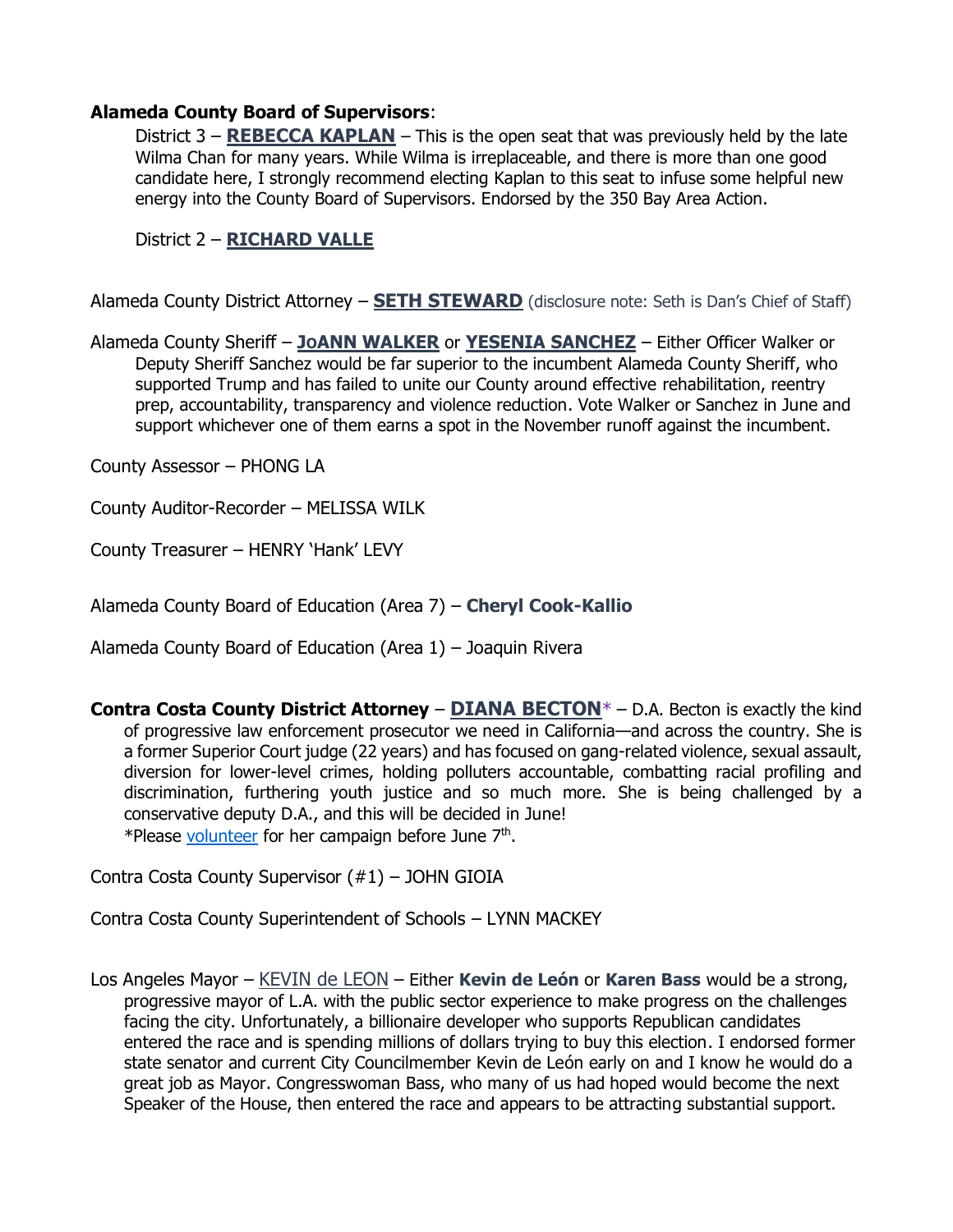**Alameda County Board of Supervisors**:

District 3 – **REBECCA KAPLAN** – This is the open seat that was previously held by the late Wilma Chan for many years. While Wilma is irreplaceable, and there is more than one good candidate here, I strongly recommend electing Kaplan to this seat to infuse some helpful new energy into the County Board of Supervisors. Endorsed by the 350 Bay Area Action.

District 2 – **RICHARD VALLE**

Alameda County District Attorney – **SETH STEWARD** (disclosure note: Seth is Dan's Chief of Staff)

Alameda County Sheriff – **JoANN WALKER** or **YESENIA SANCHEZ** – Either Officer Walker or Deputy Sheriff Sanchez would be far superior to the incumbent Alameda County Sheriff, who supported Trump and has failed to unite our County around effective rehabilitation, reentry prep, accountability, transparency and violence reduction. Vote Walker or Sanchez in June and support whichever one of them earns a spot in the November runoff against the incumbent.

County Assessor – PHONG LA

County Auditor-Recorder – MELISSA WILK

County Treasurer – HENRY 'Hank' LEVY

Alameda County Board of Education (Area 7) – **Cheryl Cook-Kallio**

Alameda County Board of Education (Area 1) – Joaquin Rivera

**Contra Costa County District Attorney** – **DIANA BECTON*** – D.A. Becton is exactly the kind of progressive law enforcement prosecutor we need in California—and across the country. She is a former Superior Court judge (22 years) and has focused on gang-related violence, sexual assault, diversion for lower-level crimes, holding polluters accountable, combatting racial profiling and discrimination, furthering youth justice and so much more. She is being challenged by a conservative deputy D.A., and this will be decided in June!
*Please volunteer for her campaign before June 7th.

Contra Costa County Supervisor (#1) – JOHN GIOIA

Contra Costa County Superintendent of Schools – LYNN MACKEY

Los Angeles Mayor – KEVIN de LEON – Either **Kevin de León** or **Karen Bass** would be a strong, progressive mayor of L.A. with the public sector experience to make progress on the challenges facing the city. Unfortunately, a billionaire developer who supports Republican candidates entered the race and is spending millions of dollars trying to buy this election. I endorsed former state senator and current City Councilmember Kevin de León early on and I know he would do a great job as Mayor. Congresswoman Bass, who many of us had hoped would become the next Speaker of the House, then entered the race and appears to be attracting substantial support.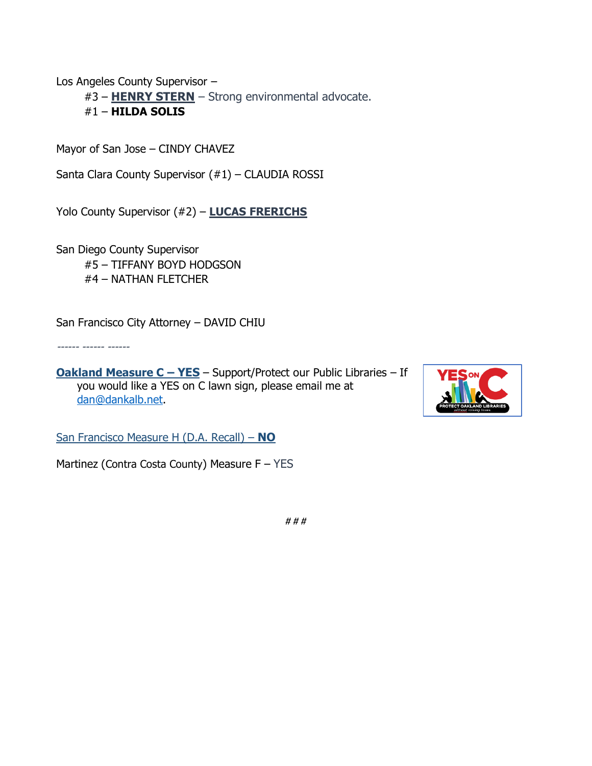Los Angeles County Supervisor –

#3 – **HENRY STERN** – Strong environmental advocate.

#1 – **HILDA SOLIS**

Mayor of San Jose – CINDY CHAVEZ

Santa Clara County Supervisor (#1) – CLAUDIA ROSSI

Yolo County Supervisor (#2) – **LUCAS FRERICHS**

San Diego County Supervisor

#5 – TIFFANY BOYD HODGSON

#4 – NATHAN FLETCHER

San Francisco City Attorney – DAVID CHIU

------ ------ ------

**Oakland Measure C – YES** – Support/Protect our Public Libraries – If you would like a YES on C lawn sign, please email me at dan@dankalb.net.

YES ON C
PROTECT OAKLAND LIBRARIES
without raising taxes

San Francisco Measure H (D.A. Recall) – **NO**

Martinez (Contra Costa County) Measure F – YES

# # #